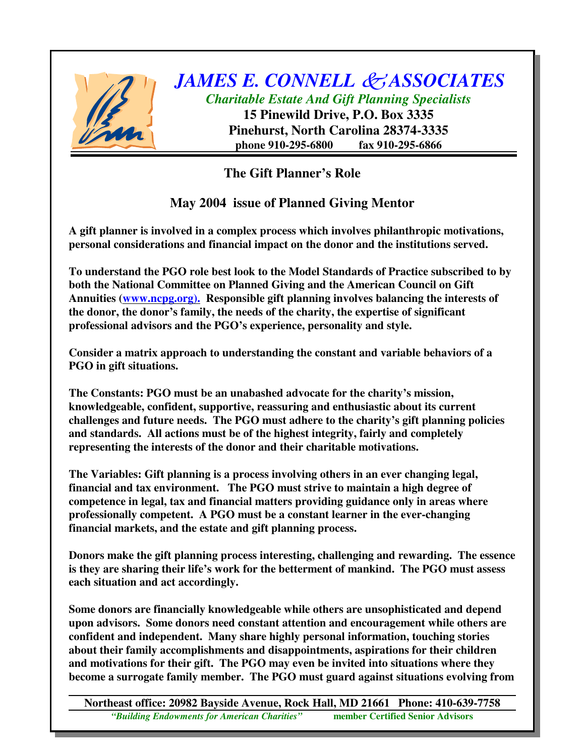# *JAMES E. CONNELL & ASSOCIATES*

*Charitable Estate And Gift Planning Specialists*

**15 Pinewild Drive, P.O. Box 3335**
**Pinehurst, North Carolina 28374-3335**
**phone 910-295-6800 fax 910-295-6866**

## The Gift Planner's Role

### May 2004 issue of Planned Giving Mentor

**A gift planner is involved in a complex process which involves philanthropic motivations, personal considerations and financial impact on the donor and the institutions served.**

**To understand the PGO role best look to the Model Standards of Practice subscribed to by both the National Committee on Planned Giving and the American Council on Gift Annuities (www.ncpg.org). Responsible gift planning involves balancing the interests of the donor, the donor's family, the needs of the charity, the expertise of significant professional advisors and the PGO's experience, personality and style.**

**Consider a matrix approach to understanding the constant and variable behaviors of a PGO in gift situations.**

**The Constants: PGO must be an unabashed advocate for the charity's mission, knowledgeable, confident, supportive, reassuring and enthusiastic about its current challenges and future needs. The PGO must adhere to the charity's gift planning policies and standards. All actions must be of the highest integrity, fairly and completely representing the interests of the donor and their charitable motivations.**

**The Variables: Gift planning is a process involving others in an ever changing legal, financial and tax environment. The PGO must strive to maintain a high degree of competence in legal, tax and financial matters providing guidance only in areas where professionally competent. A PGO must be a constant learner in the ever-changing financial markets, and the estate and gift planning process.**

**Donors make the gift planning process interesting, challenging and rewarding. The essence is they are sharing their life's work for the betterment of mankind. The PGO must assess each situation and act accordingly.**

**Some donors are financially knowledgeable while others are unsophisticated and depend upon advisors. Some donors need constant attention and encouragement while others are confident and independent. Many share highly personal information, touching stories about their family accomplishments and disappointments, aspirations for their children and motivations for their gift. The PGO may even be invited into situations where they become a surrogate family member. The PGO must guard against situations evolving from**

**Northeast office: 20982 Bayside Avenue, Rock Hall, MD 21661 Phone: 410-639-7758**
*"Building Endowments for American Charities"* **member Certified Senior Advisors**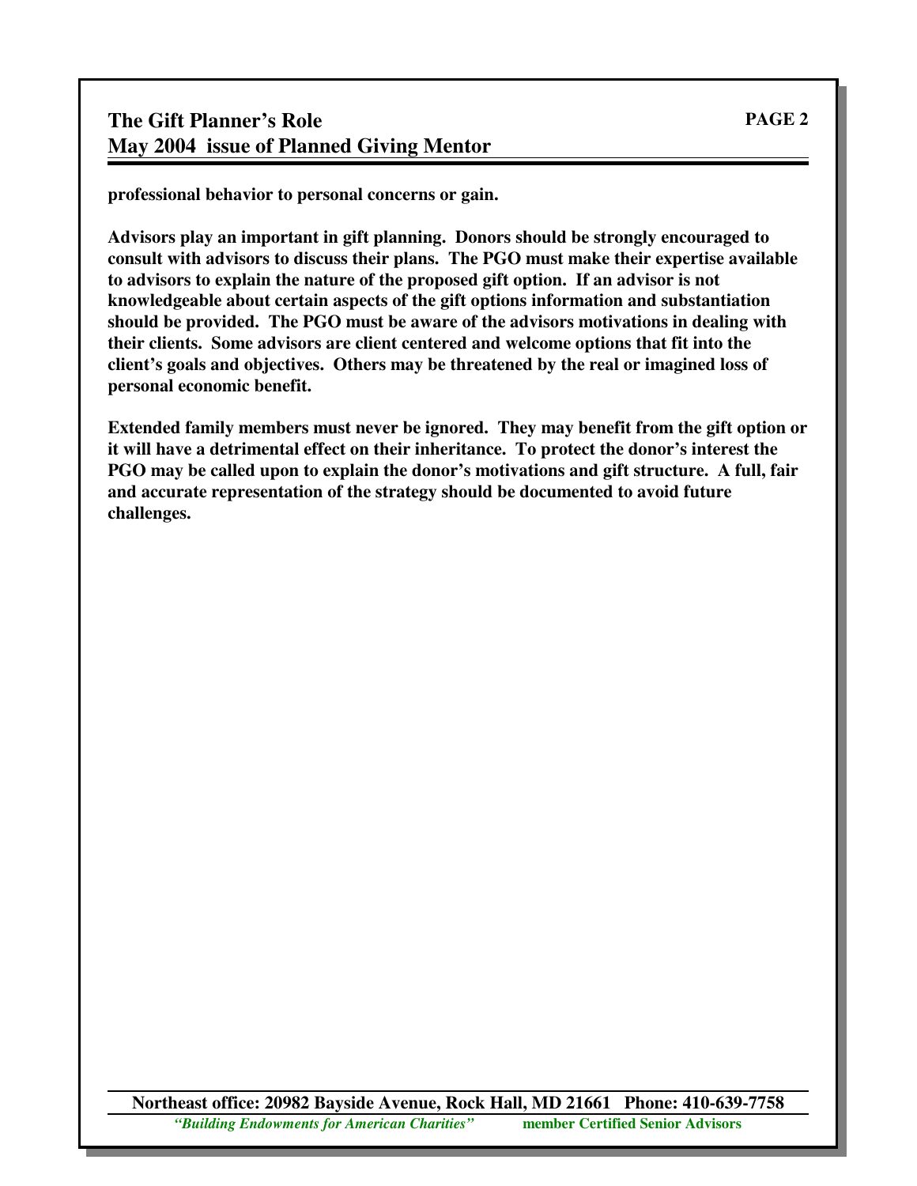**professional behavior to personal concerns or gain.**

**Advisors play an important in gift planning. Donors should be strongly encouraged to consult with advisors to discuss their plans. The PGO must make their expertise available to advisors to explain the nature of the proposed gift option. If an advisor is not knowledgeable about certain aspects of the gift options information and substantiation should be provided. The PGO must be aware of the advisors motivations in dealing with their clients. Some advisors are client centered and welcome options that fit into the client's goals and objectives. Others may be threatened by the real or imagined loss of personal economic benefit.**

**Extended family members must never be ignored. They may benefit from the gift option or it will have a detrimental effect on their inheritance. To protect the donor's interest the PGO may be called upon to explain the donor's motivations and gift structure. A full, fair and accurate representation of the strategy should be documented to avoid future challenges.**